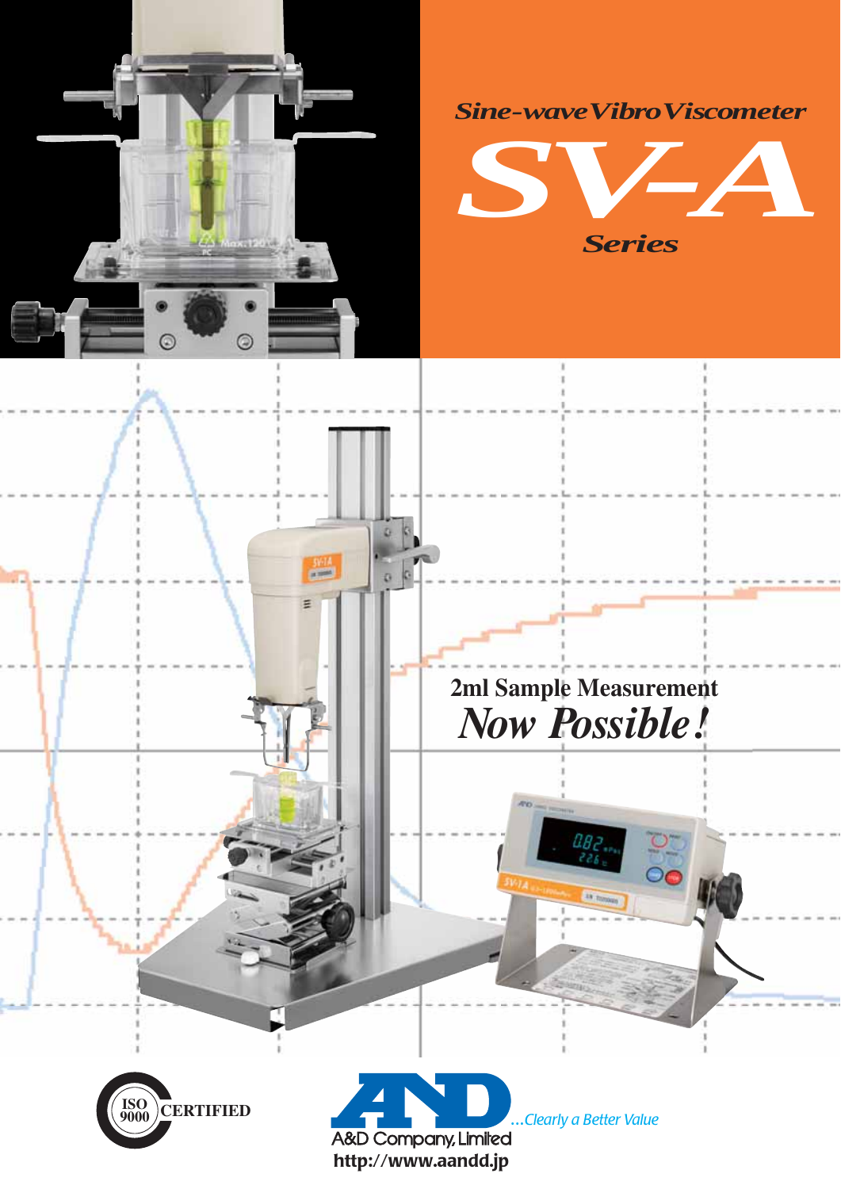*Sine-wave Vibro Viscometer*

# *SV-A*

***Series***

**2ml Sample Measurement**

## *Now Possible!*

ISO 9000 CERTIFIED

A&D Company, Limited ...Clearly a Better Value

**http://www.aandd.jp**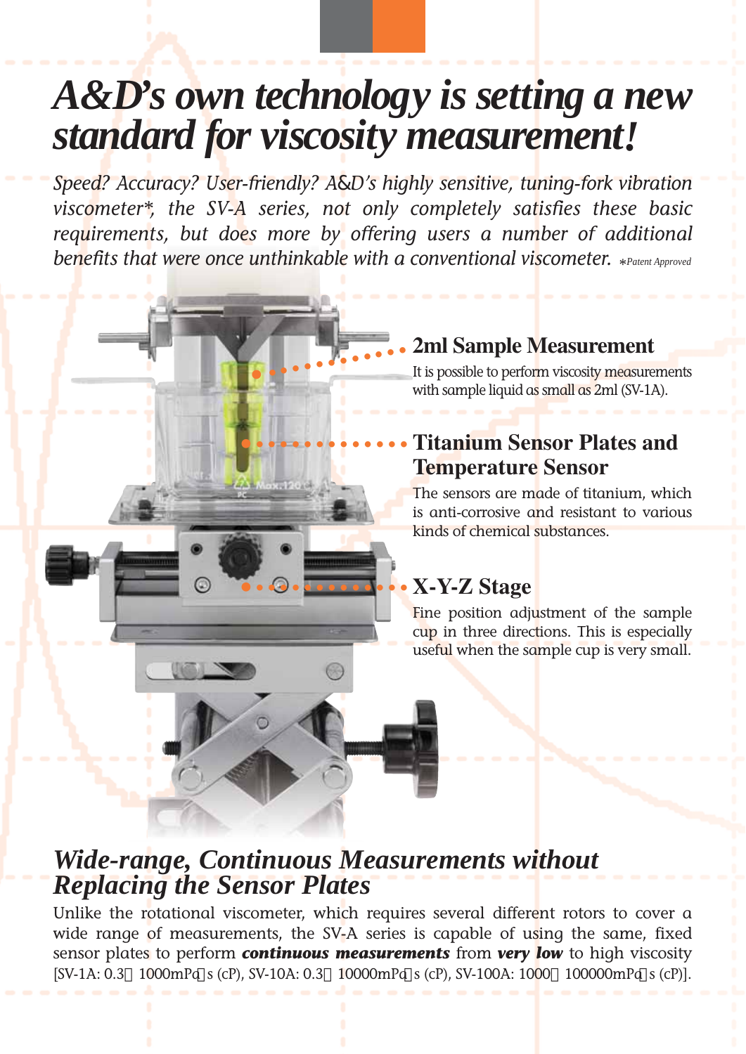# *A&D's own technology is setting a new standard for viscosity measurement!*

*Speed? Accuracy? User-friendly? A&D's highly sensitive, tuning-fork vibration viscometer*, the SV-A series, not only completely satisfies these basic requirements, but does more by offering users a number of additional benefits that were once unthinkable with a conventional viscometer.* *\*Patent Approved*

## 2ml Sample Measurement

It is possible to perform viscosity measurements with sample liquid as small as 2ml (SV-1A).

## Titanium Sensor Plates and Temperature Sensor

The sensors are made of titanium, which is anti-corrosive and resistant to various kinds of chemical substances.

## X-Y-Z Stage

Fine position adjustment of the sample cup in three directions. This is especially useful when the sample cup is very small.

## *Wide-range, Continuous Measurements without Replacing the Sensor Plates*

Unlike the rotational viscometer, which requires several different rotors to cover a wide range of measurements, the SV-A series is capable of using the same, fixed sensor plates to perform ***continuous measurements*** from ***very low*** to high viscosity [SV-1A: 0.3～1000mPa·s (cP), SV-10A: 0.3～10000mPa·s (cP), SV-100A: 1000～100000mPa·s (cP)].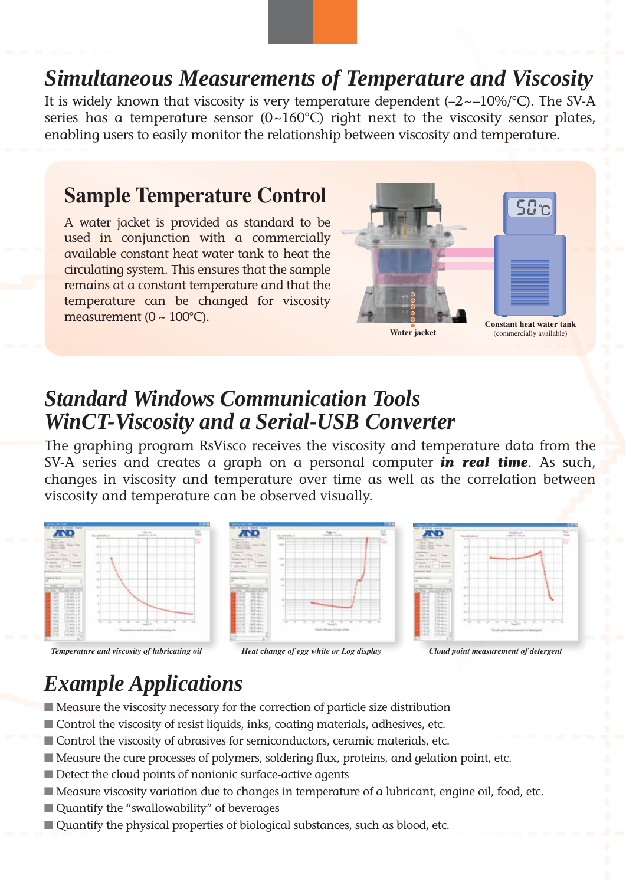## *Simultaneous Measurements of Temperature and Viscosity*

It is widely known that viscosity is very temperature dependent (–2~–10%/°C). The SV-A series has a temperature sensor (0~160°C) right next to the viscosity sensor plates, enabling users to easily monitor the relationship between viscosity and temperature.

### Sample Temperature Control

A water jacket is provided as standard to be used in conjunction with a commercially available constant heat water tank to heat the circulating system. This ensures that the sample remains at a constant temperature and that the temperature can be changed for viscosity measurement (0 ~ 100°C).

Water jacket

Constant heat water tank (commercially available)

## *Standard Windows Communication Tools WinCT-Viscosity and a Serial-USB Converter*

The graphing program RsVisco receives the viscosity and temperature data from the SV-A series and creates a graph on a personal computer ***in real time***. As such, changes in viscosity and temperature over time as well as the correlation between viscosity and temperature can be observed visually.

*Temperature and viscosity of lubricating oil*

*Heat change of egg white or Log display*

*Cloud point measurement of detergent*

## *Example Applications*

- Measure the viscosity necessary for the correction of particle size distribution
- Control the viscosity of resist liquids, inks, coating materials, adhesives, etc.
- Control the viscosity of abrasives for semiconductors, ceramic materials, etc.
- Measure the cure processes of polymers, soldering flux, proteins, and gelation point, etc.
- Detect the cloud points of nonionic surface-active agents
- Measure viscosity variation due to changes in temperature of a lubricant, engine oil, food, etc.
- Quantify the "swallowability" of beverages
- Quantify the physical properties of biological substances, such as blood, etc.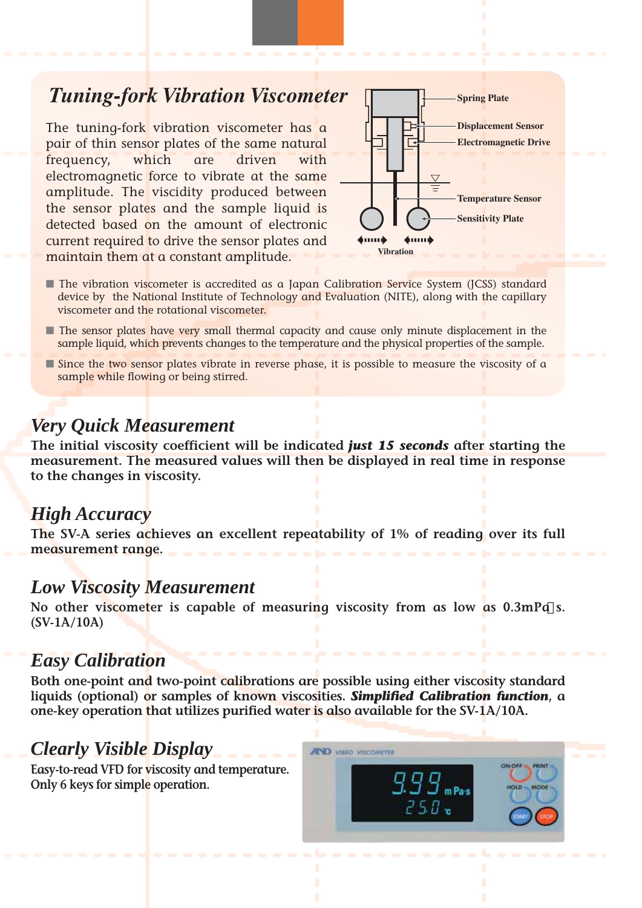## *Tuning-fork Vibration Viscometer*

The tuning-fork vibration viscometer has a pair of thin sensor plates of the same natural frequency, which are driven with electromagnetic force to vibrate at the same amplitude. The viscidity produced between the sensor plates and the sample liquid is detected based on the amount of electronic current required to drive the sensor plates and maintain them at a constant amplitude.

Spring Plate

Displacement Sensor

Electromagnetic Drive

Temperature Sensor

Sensitivity Plate

Vibration

- The vibration viscometer is accredited as a Japan Calibration Service System (JCSS) standard device by the National Institute of Technology and Evaluation (NITE), along with the capillary viscometer and the rotational viscometer.
- The sensor plates have very small thermal capacity and cause only minute displacement in the sample liquid, which prevents changes to the temperature and the physical properties of the sample.
- Since the two sensor plates vibrate in reverse phase, it is possible to measure the viscosity of a sample while flowing or being stirred.

## *Very Quick Measurement*

**The initial viscosity coefficient will be indicated *just 15 seconds* after starting the measurement. The measured values will then be displayed in real time in response to the changes in viscosity.**

## *High Accuracy*

**The SV-A series achieves an excellent repeatability of 1% of reading over its full measurement range.**

## *Low Viscosity Measurement*

**No other viscometer is capable of measuring viscosity from as low as 0.3mPa·s. (SV-1A/10A)**

## *Easy Calibration*

**Both one-point and two-point calibrations are possible using either viscosity standard liquids (optional) or samples of known viscosities. *Simplified Calibration function*, a one-key operation that utilizes purified water is also available for the SV-1A/10A.**

## *Clearly Visible Display*

**Easy-to-read VFD for viscosity and temperature.**
**Only 6 keys for simple operation.**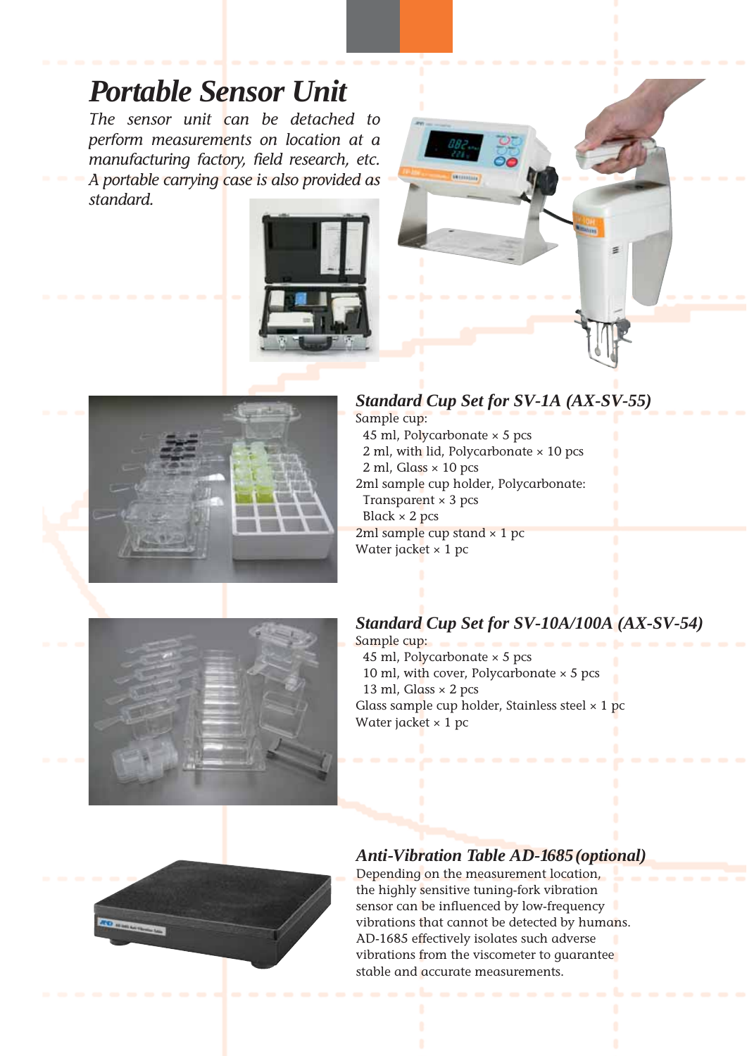# Portable Sensor Unit

*The sensor unit can be detached to perform measurements on location at a manufacturing factory, field research, etc. A portable carrying case is also provided as standard.*

## *Standard Cup Set for SV-1A (AX-SV-55)*

Sample cup:
- 45 ml, Polycarbonate × 5 pcs
- 2 ml, with lid, Polycarbonate × 10 pcs
- 2 ml, Glass × 10 pcs

2ml sample cup holder, Polycarbonate:
- Transparent × 3 pcs
- Black × 2 pcs

2ml sample cup stand × 1 pc

Water jacket × 1 pc

## *Standard Cup Set for SV-10A/100A (AX-SV-54)*

Sample cup:
- 45 ml, Polycarbonate × 5 pcs
- 10 ml, with cover, Polycarbonate × 5 pcs
- 13 ml, Glass × 2 pcs

Glass sample cup holder, Stainless steel × 1 pc

Water jacket × 1 pc

## *Anti-Vibration Table AD-1685 (optional)*

Depending on the measurement location, the highly sensitive tuning-fork vibration sensor can be influenced by low-frequency vibrations that cannot be detected by humans. AD-1685 effectively isolates such adverse vibrations from the viscometer to guarantee stable and accurate measurements.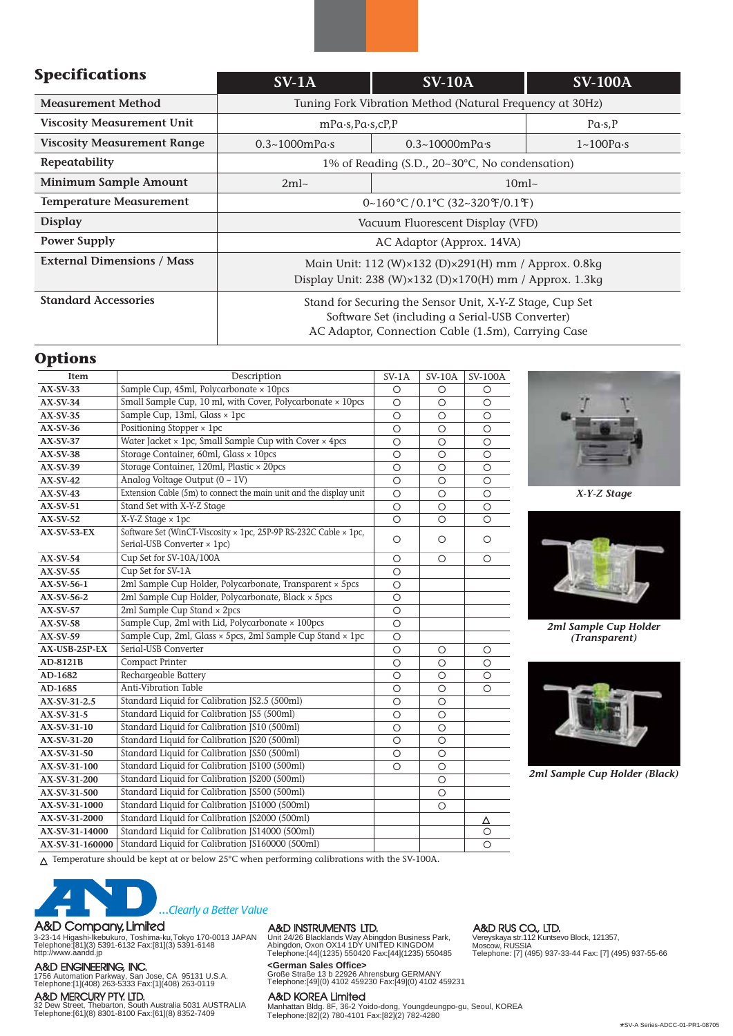## Specifications

| | SV-1A | SV-10A | SV-100A |
|---|---|---|---|
| **Measurement Method** | Tuning Fork Vibration Method (Natural Frequency at 30Hz) | | |
| **Viscosity Measurement Unit** | mPa·s,Pa·s,cP,P | | Pa·s,P |
| **Viscosity Measurement Range** | 0.3~1000mPa·s | 0.3~10000mPa·s | 1~100Pa·s |
| **Repeatability** | 1% of Reading (S.D., 20~30°C, No condensation) | | |
| **Minimum Sample Amount** | 2ml~ | 10ml~ | |
| **Temperature Measurement** | 0~160°C / 0.1°C (32~320°F/0.1°F) | | |
| **Display** | Vacuum Fluorescent Display (VFD) | | |
| **Power Supply** | AC Adaptor (Approx. 14VA) | | |
| **External Dimensions / Mass** | Main Unit: 112 (W)×132 (D)×291(H) mm / Approx. 0.8kg<br>Display Unit: 238 (W)×132 (D)×170(H) mm / Approx. 1.3kg | | |
| **Standard Accessories** | Stand for Securing the Sensor Unit, X-Y-Z Stage, Cup Set<br>Software Set (including a Serial-USB Converter)<br>AC Adaptor, Connection Cable (1.5m), Carrying Case | | |

## Options

| Item | Description | SV-1A | SV-10A | SV-100A |
|---|---|---|---|---|
| AX-SV-33 | Sample Cup, 45ml, Polycarbonate × 10pcs | ○ | ○ | ○ |
| AX-SV-34 | Small Sample Cup, 10 ml, with Cover, Polycarbonate × 10pcs | ○ | ○ | ○ |
| AX-SV-35 | Sample Cup, 13ml, Glass × 1pc | ○ | ○ | ○ |
| AX-SV-36 | Positioning Stopper × 1pc | ○ | ○ | ○ |
| AX-SV-37 | Water Jacket × 1pc, Small Sample Cup with Cover × 4pcs | ○ | ○ | ○ |
| AX-SV-38 | Storage Container, 60ml, Glass × 10pcs | ○ | ○ | ○ |
| AX-SV-39 | Storage Container, 120ml, Plastic × 20pcs | ○ | ○ | ○ |
| AX-SV-42 | Analog Voltage Output (0 ~ 1V) | ○ | ○ | ○ |
| AX-SV-43 | Extension Cable (5m) to connect the main unit and the display unit | ○ | ○ | ○ |
| AX-SV-51 | Stand Set with X-Y-Z Stage | ○ | ○ | ○ |
| AX-SV-52 | X-Y-Z Stage × 1pc | ○ | ○ | ○ |
| AX-SV-53-EX | Software Set (WinCT-Viscosity × 1pc, 25P-9P RS-232C Cable × 1pc, Serial-USB Converter × 1pc) | ○ | ○ | ○ |
| AX-SV-54 | Cup Set for SV-10A/100A | ○ | ○ | ○ |
| AX-SV-55 | Cup Set for SV-1A | ○ | | |
| AX-SV-56-1 | 2ml Sample Cup Holder, Polycarbonate, Transparent × 5pcs | ○ | | |
| AX-SV-56-2 | 2ml Sample Cup Holder, Polycarbonate, Black × 5pcs | ○ | | |
| AX-SV-57 | 2ml Sample Cup Stand × 2pcs | ○ | | |
| AX-SV-58 | Sample Cup, 2ml with Lid, Polycarbonate × 100pcs | ○ | | |
| AX-SV-59 | Sample Cup, 2ml, Glass × 5pcs, 2ml Sample Cup Stand × 1pc | ○ | | |
| AX-USB-25P-EX | Serial-USB Converter | ○ | ○ | ○ |
| AD-8121B | Compact Printer | ○ | ○ | ○ |
| AD-1682 | Rechargeable Battery | ○ | ○ | ○ |
| AD-1685 | Anti-Vibration Table | ○ | ○ | ○ |
| AX-SV-31-2.5 | Standard Liquid for Calibration JS2.5 (500ml) | ○ | ○ | |
| AX-SV-31-5 | Standard Liquid for Calibration JS5 (500ml) | ○ | ○ | |
| AX-SV-31-10 | Standard Liquid for Calibration JS10 (500ml) | ○ | ○ | |
| AX-SV-31-20 | Standard Liquid for Calibration JS20 (500ml) | ○ | ○ | |
| AX-SV-31-50 | Standard Liquid for Calibration JS50 (500ml) | ○ | ○ | |
| AX-SV-31-100 | Standard Liquid for Calibration JS100 (500ml) | ○ | ○ | |
| AX-SV-31-200 | Standard Liquid for Calibration JS200 (500ml) | | ○ | |
| AX-SV-31-500 | Standard Liquid for Calibration JS500 (500ml) | | ○ | |
| AX-SV-31-1000 | Standard Liquid for Calibration JS1000 (500ml) | | ○ | |
| AX-SV-31-2000 | Standard Liquid for Calibration JS2000 (500ml) | | | △ |
| AX-SV-31-14000 | Standard Liquid for Calibration JS14000 (500ml) | | | ○ |
| AX-SV-31-160000 | Standard Liquid for Calibration JS160000 (500ml) | | | ○ |

△ Temperature should be kept at or below 25°C when performing calibrations with the SV-100A.

*X-Y-Z Stage*

*2ml Sample Cup Holder (Transparent)*

*2ml Sample Cup Holder (Black)*

A&D ...Clearly a Better Value

**A&D Company, Limited**
3-23-14 Higashi-Ikebukuro, Toshima-ku,Tokyo 170-0013 JAPAN
Telephone:[81](3) 5391-6132 Fax:[81](3) 5391-6148
http://www.aandd.jp

**A&D ENGINEERING, INC.**
1756 Automation Parkway, San Jose, CA 95131 U.S.A.
Telephone:[1](408) 263-5333 Fax:[1](408) 263-0119

**A&D MERCURY PTY. LTD.**
32 Dew Street, Thebarton, South Australia 5031 AUSTRALIA
Telephone:[61](8) 8301-8100 Fax:[61](8) 8352-7409

**A&D INSTRUMENTS LTD.**
Unit 24/26 Blacklands Way Abingdon Business Park, Abingdon, Oxon OX14 1DY UNITED KINGDOM
Telephone:[44](1235) 550420 Fax:[44](1235) 550485

**<German Sales Office>**
Große Straße 13 b 22926 Ahrensburg GERMANY
Telephone:[49](0) 4102 459230 Fax:[49](0) 4102 459231

**A&D KOREA Limited**
Manhattan Bldg. 8F, 36-2 Yoido-dong, Youngdeungpo-gu, Seoul, KOREA
Telephone:[82](2) 780-4101 Fax:[82](2) 782-4280

**A&D RUS CO., LTD.**
Vereyskaya str.112 Kuntsevo Block, 121357, Moscow, RUSSIA
Telephone: [7] (495) 937-33-44 Fax: [7] (495) 937-55-66

*SV-A Series-ADCC-01-PR1-08705